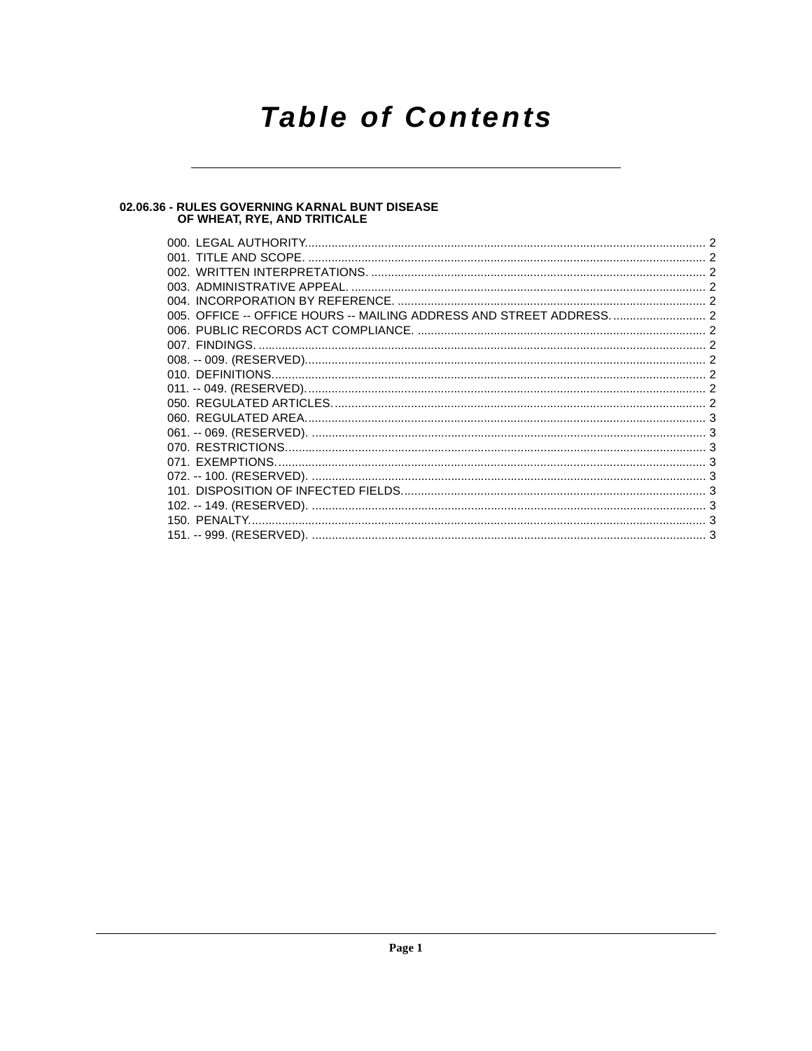# Table of Contents

## 02.06.36 - RULES GOVERNING KARNAL BUNT DISEASE OF WHEAT, RYE, AND TRITICALE

000. LEGAL AUTHORITY. ........ 2
001. TITLE AND SCOPE. ........ 2
002. WRITTEN INTERPRETATIONS. ........ 2
003. ADMINISTRATIVE APPEAL. ........ 2
004. INCORPORATION BY REFERENCE. ........ 2
005. OFFICE -- OFFICE HOURS -- MAILING ADDRESS AND STREET ADDRESS. ........ 2
006. PUBLIC RECORDS ACT COMPLIANCE. ........ 2
007. FINDINGS. ........ 2
008. -- 009. (RESERVED). ........ 2
010. DEFINITIONS. ........ 2
011. -- 049. (RESERVED). ........ 2
050. REGULATED ARTICLES. ........ 2
060. REGULATED AREA. ........ 3
061. -- 069. (RESERVED). ........ 3
070. RESTRICTIONS. ........ 3
071. EXEMPTIONS. ........ 3
072. -- 100. (RESERVED). ........ 3
101. DISPOSITION OF INFECTED FIELDS. ........ 3
102. -- 149. (RESERVED). ........ 3
150. PENALTY. ........ 3
151. -- 999. (RESERVED). ........ 3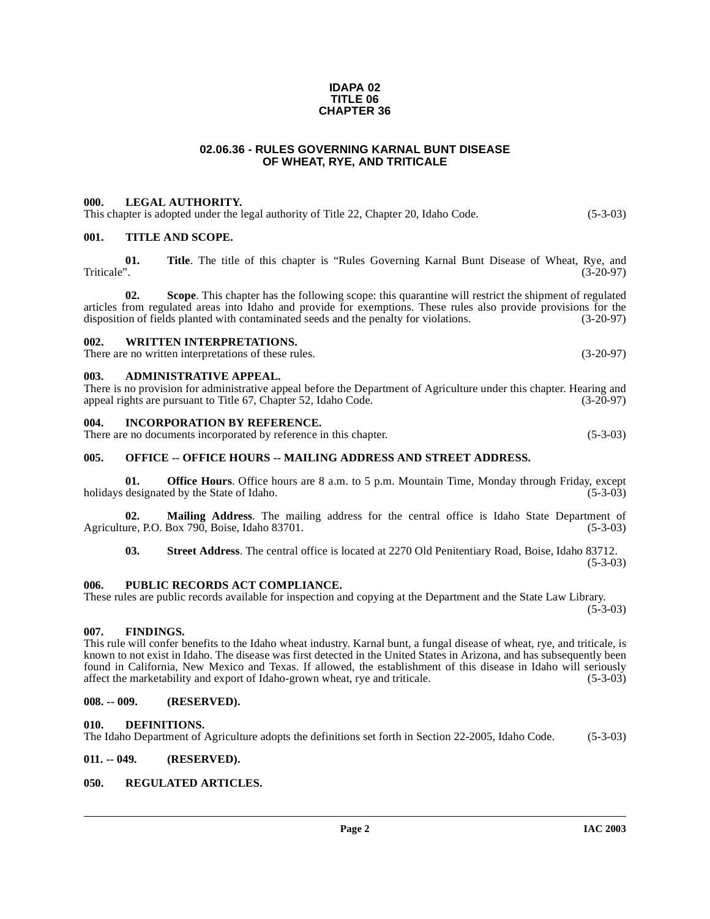**IDAPA 02**
**TITLE 06**
**CHAPTER 36**

# 02.06.36 - RULES GOVERNING KARNAL BUNT DISEASE OF WHEAT, RYE, AND TRITICALE

### 000. LEGAL AUTHORITY.

This chapter is adopted under the legal authority of Title 22, Chapter 20, Idaho Code. (5-3-03)

### 001. TITLE AND SCOPE.

**01. Title**. The title of this chapter is "Rules Governing Karnal Bunt Disease of Wheat, Rye, and Triticale". (3-20-97)

**02. Scope**. This chapter has the following scope: this quarantine will restrict the shipment of regulated articles from regulated areas into Idaho and provide for exemptions. These rules also provide provisions for the disposition of fields planted with contaminated seeds and the penalty for violations. (3-20-97)

### 002. WRITTEN INTERPRETATIONS.

There are no written interpretations of these rules. (3-20-97)

### 003. ADMINISTRATIVE APPEAL.

There is no provision for administrative appeal before the Department of Agriculture under this chapter. Hearing and appeal rights are pursuant to Title 67, Chapter 52, Idaho Code. (3-20-97)

### 004. INCORPORATION BY REFERENCE.

There are no documents incorporated by reference in this chapter. (5-3-03)

### 005. OFFICE -- OFFICE HOURS -- MAILING ADDRESS AND STREET ADDRESS.

**01. Office Hours**. Office hours are 8 a.m. to 5 p.m. Mountain Time, Monday through Friday, except holidays designated by the State of Idaho. (5-3-03)

**02. Mailing Address**. The mailing address for the central office is Idaho State Department of Agriculture, P.O. Box 790, Boise, Idaho 83701. (5-3-03)

**03. Street Address**. The central office is located at 2270 Old Penitentiary Road, Boise, Idaho 83712. (5-3-03)

### 006. PUBLIC RECORDS ACT COMPLIANCE.

These rules are public records available for inspection and copying at the Department and the State Law Library. (5-3-03)

### 007. FINDINGS.

This rule will confer benefits to the Idaho wheat industry. Karnal bunt, a fungal disease of wheat, rye, and triticale, is known to not exist in Idaho. The disease was first detected in the United States in Arizona, and has subsequently been found in California, New Mexico and Texas. If allowed, the establishment of this disease in Idaho will seriously affect the marketability and export of Idaho-grown wheat, rye and triticale. (5-3-03)

### 008. -- 009. (RESERVED).

### 010. DEFINITIONS.

The Idaho Department of Agriculture adopts the definitions set forth in Section 22-2005, Idaho Code. (5-3-03)

### 011. -- 049. (RESERVED).

### 050. REGULATED ARTICLES.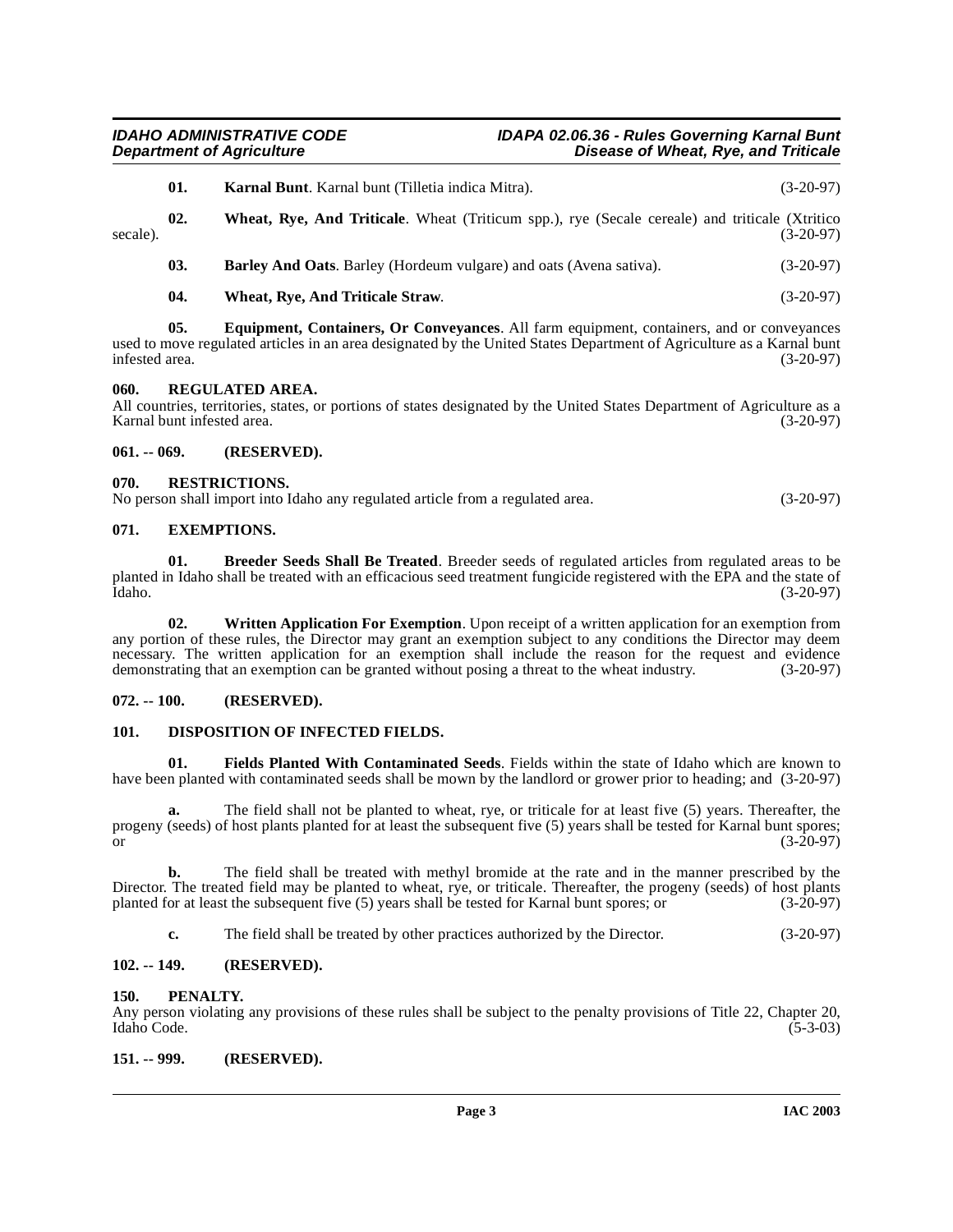**01. Karnal Bunt**. Karnal bunt (Tilletia indica Mitra). (3-20-97)

**02. Wheat, Rye, And Triticale**. Wheat (Triticum spp.), rye (Secale cereale) and triticale (Xtritico secale). (3-20-97)

**03. Barley And Oats**. Barley (Hordeum vulgare) and oats (Avena sativa). (3-20-97)

**04. Wheat, Rye, And Triticale Straw**. (3-20-97)

**05. Equipment, Containers, Or Conveyances**. All farm equipment, containers, and or conveyances used to move regulated articles in an area designated by the United States Department of Agriculture as a Karnal bunt infested area. (3-20-97)

## 060. REGULATED AREA.

All countries, territories, states, or portions of states designated by the United States Department of Agriculture as a Karnal bunt infested area. (3-20-97)

## 061. -- 069. (RESERVED).

## 070. RESTRICTIONS.

No person shall import into Idaho any regulated article from a regulated area. (3-20-97)

## 071. EXEMPTIONS.

**01. Breeder Seeds Shall Be Treated**. Breeder seeds of regulated articles from regulated areas to be planted in Idaho shall be treated with an efficacious seed treatment fungicide registered with the EPA and the state of Idaho. (3-20-97)

**02. Written Application For Exemption**. Upon receipt of a written application for an exemption from any portion of these rules, the Director may grant an exemption subject to any conditions the Director may deem necessary. The written application for an exemption shall include the reason for the request and evidence demonstrating that an exemption can be granted without posing a threat to the wheat industry. (3-20-97)

## 072. -- 100. (RESERVED).

## 101. DISPOSITION OF INFECTED FIELDS.

**01. Fields Planted With Contaminated Seeds**. Fields within the state of Idaho which are known to have been planted with contaminated seeds shall be mown by the landlord or grower prior to heading; and (3-20-97)

**a.** The field shall not be planted to wheat, rye, or triticale for at least five (5) years. Thereafter, the progeny (seeds) of host plants planted for at least the subsequent five (5) years shall be tested for Karnal bunt spores; or (3-20-97)

**b.** The field shall be treated with methyl bromide at the rate and in the manner prescribed by the Director. The treated field may be planted to wheat, rye, or triticale. Thereafter, the progeny (seeds) of host plants planted for at least the subsequent five (5) years shall be tested for Karnal bunt spores; or (3-20-97)

**c.** The field shall be treated by other practices authorized by the Director. (3-20-97)

## 102. -- 149. (RESERVED).

## 150. PENALTY.

Any person violating any provisions of these rules shall be subject to the penalty provisions of Title 22, Chapter 20, Idaho Code. (5-3-03)

## 151. -- 999. (RESERVED).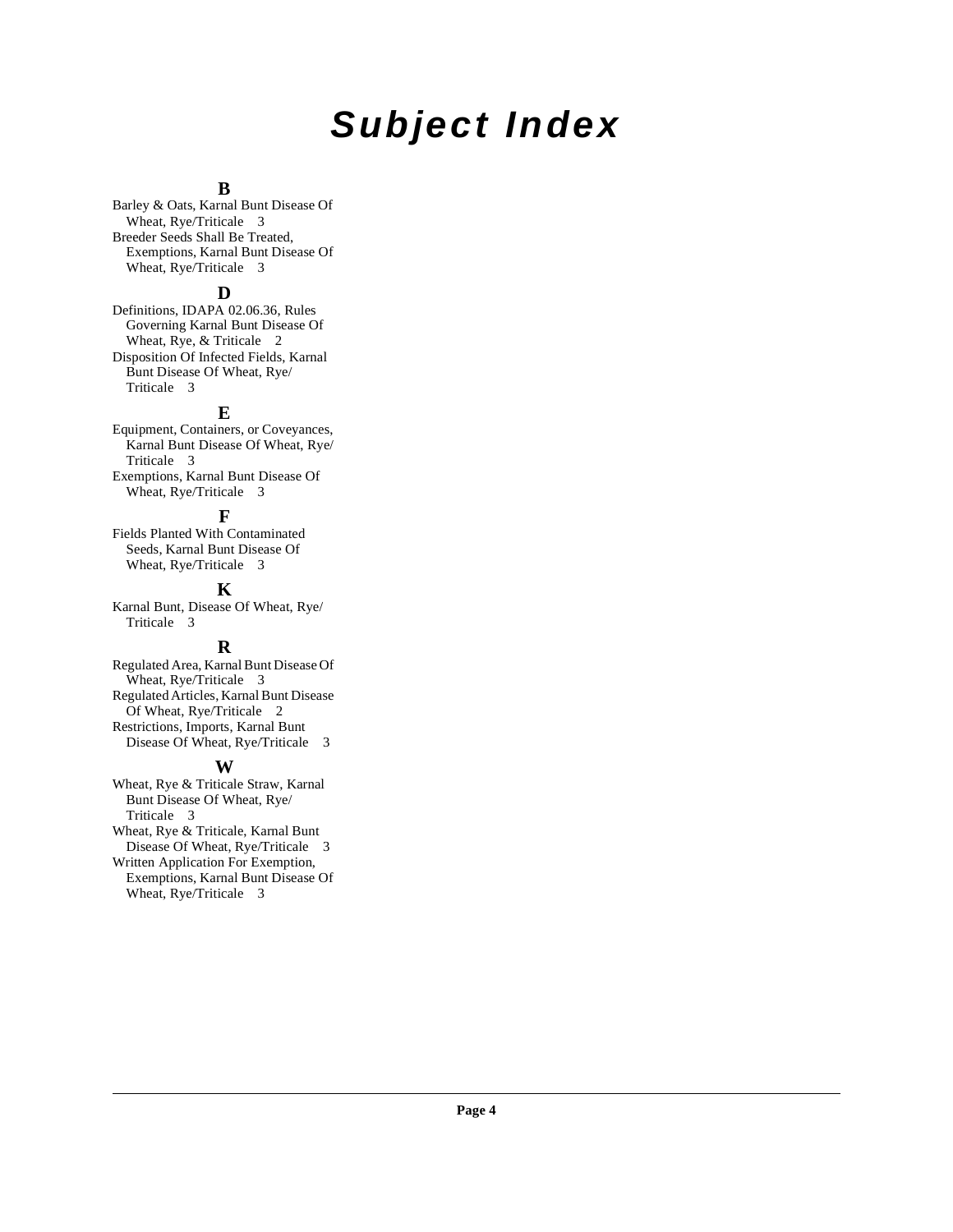# Subject Index

## B

Barley & Oats, Karnal Bunt Disease Of Wheat, Rye/Triticale 3

Breeder Seeds Shall Be Treated, Exemptions, Karnal Bunt Disease Of Wheat, Rye/Triticale 3

## D

Definitions, IDAPA 02.06.36, Rules Governing Karnal Bunt Disease Of Wheat, Rye, & Triticale 2

Disposition Of Infected Fields, Karnal Bunt Disease Of Wheat, Rye/Triticale 3

## E

Equipment, Containers, or Coveyances, Karnal Bunt Disease Of Wheat, Rye/Triticale 3

Exemptions, Karnal Bunt Disease Of Wheat, Rye/Triticale 3

## F

Fields Planted With Contaminated Seeds, Karnal Bunt Disease Of Wheat, Rye/Triticale 3

## K

Karnal Bunt, Disease Of Wheat, Rye/Triticale 3

## R

Regulated Area, Karnal Bunt Disease Of Wheat, Rye/Triticale 3

Regulated Articles, Karnal Bunt Disease Of Wheat, Rye/Triticale 2

Restrictions, Imports, Karnal Bunt Disease Of Wheat, Rye/Triticale 3

## W

Wheat, Rye & Triticale Straw, Karnal Bunt Disease Of Wheat, Rye/Triticale 3

Wheat, Rye & Triticale, Karnal Bunt Disease Of Wheat, Rye/Triticale 3

Written Application For Exemption, Exemptions, Karnal Bunt Disease Of Wheat, Rye/Triticale 3